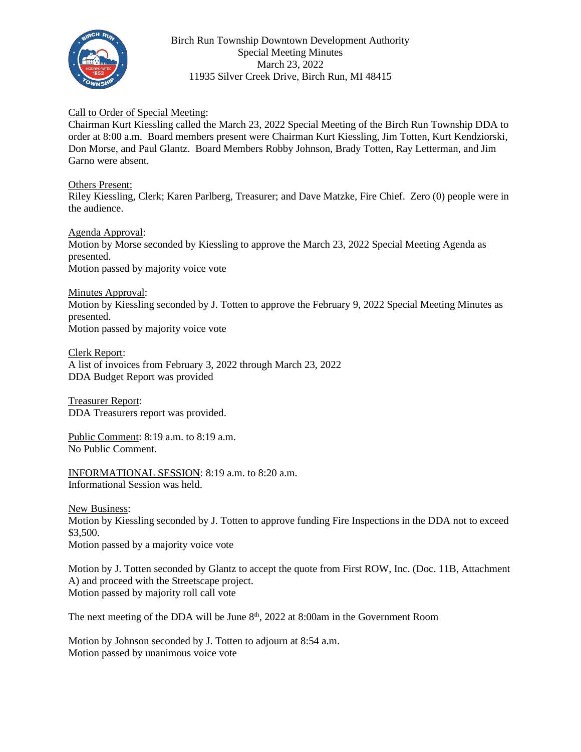Birch Run Township Downtown Development Authority
Special Meeting Minutes
March 23, 2022
11935 Silver Creek Drive, Birch Run, MI 48415

Call to Order of Special Meeting:
Chairman Kurt Kiessling called the March 23, 2022 Special Meeting of the Birch Run Township DDA to order at 8:00 a.m. Board members present were Chairman Kurt Kiessling, Jim Totten, Kurt Kendziorski, Don Morse, and Paul Glantz. Board Members Robby Johnson, Brady Totten, Ray Letterman, and Jim Garno were absent.

Others Present:
Riley Kiessling, Clerk; Karen Parlberg, Treasurer; and Dave Matzke, Fire Chief. Zero (0) people were in the audience.

Agenda Approval:
Motion by Morse seconded by Kiessling to approve the March 23, 2022 Special Meeting Agenda as presented.
Motion passed by majority voice vote

Minutes Approval:
Motion by Kiessling seconded by J. Totten to approve the February 9, 2022 Special Meeting Minutes as presented.
Motion passed by majority voice vote

Clerk Report:
A list of invoices from February 3, 2022 through March 23, 2022
DDA Budget Report was provided

Treasurer Report:
DDA Treasurers report was provided.

Public Comment: 8:19 a.m. to 8:19 a.m.
No Public Comment.

INFORMATIONAL SESSION: 8:19 a.m. to 8:20 a.m.
Informational Session was held.

New Business:
Motion by Kiessling seconded by J. Totten to approve funding Fire Inspections in the DDA not to exceed $3,500.
Motion passed by a majority voice vote

Motion by J. Totten seconded by Glantz to accept the quote from First ROW, Inc. (Doc. 11B, Attachment A) and proceed with the Streetscape project.
Motion passed by majority roll call vote

The next meeting of the DDA will be June 8th, 2022 at 8:00am in the Government Room

Motion by Johnson seconded by J. Totten to adjourn at 8:54 a.m.
Motion passed by unanimous voice vote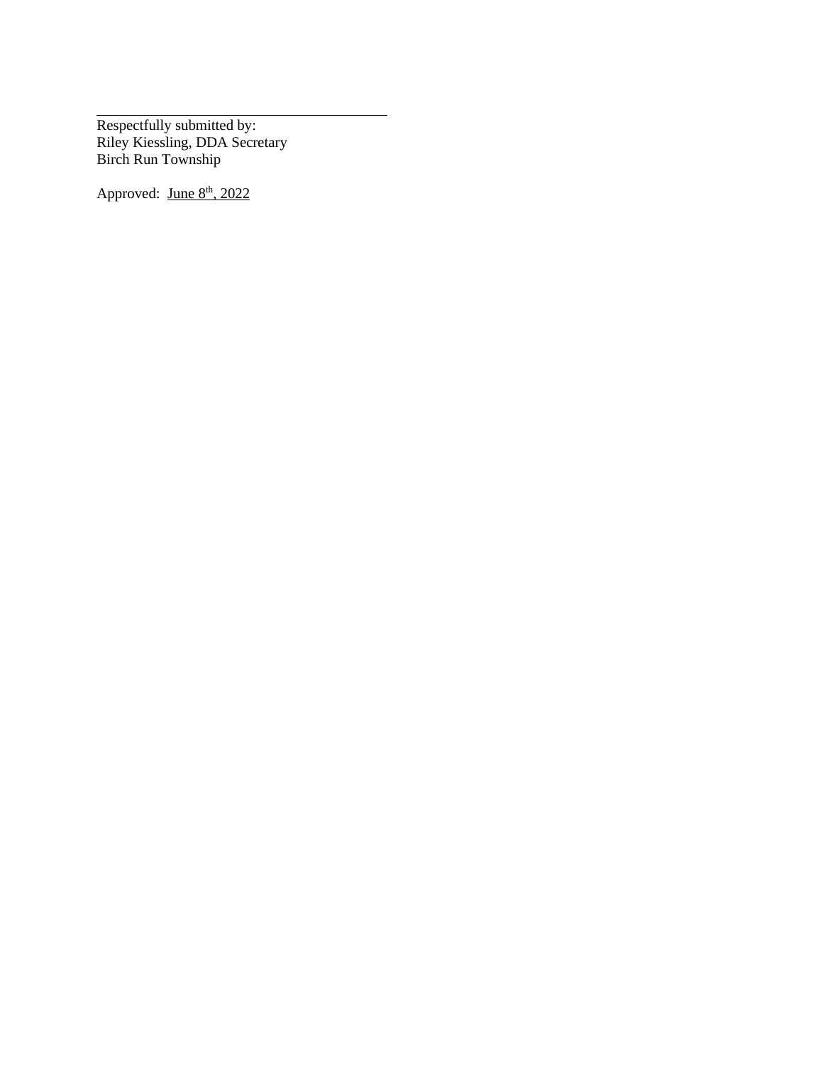______________________________________

Respectfully submitted by:
Riley Kiessling, DDA Secretary
Birch Run Township

Approved: June 8th, 2022